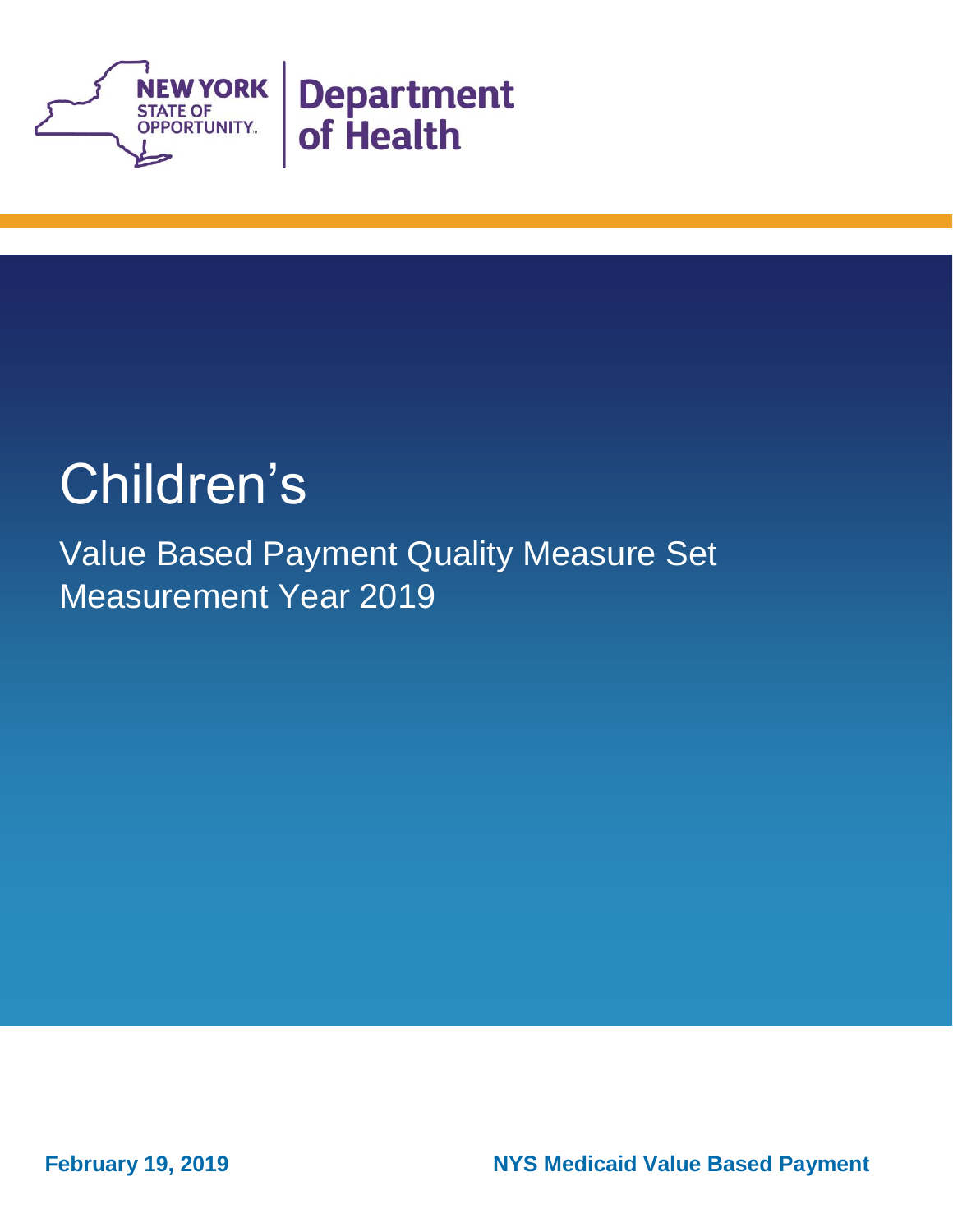NEW YORK STATE OF OPPORTUNITY. | Department of Health

# Children's

## Value Based Payment Quality Measure Set Measurement Year 2019

**February 19, 2019**

**NYS Medicaid Value Based Payment**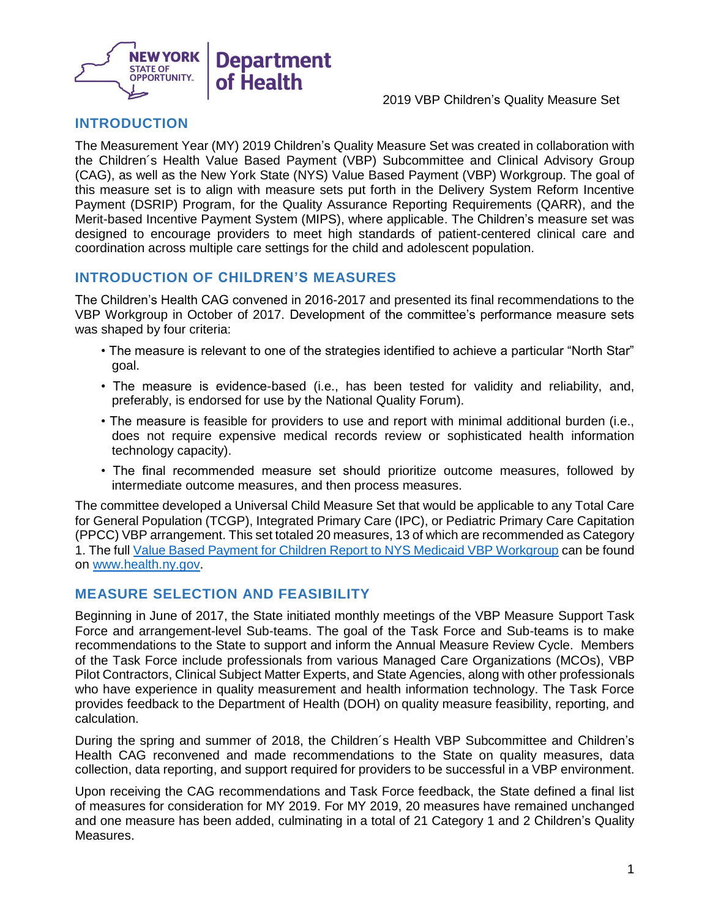## INTRODUCTION

The Measurement Year (MY) 2019 Children's Quality Measure Set was created in collaboration with the Children´s Health Value Based Payment (VBP) Subcommittee and Clinical Advisory Group (CAG), as well as the New York State (NYS) Value Based Payment (VBP) Workgroup. The goal of this measure set is to align with measure sets put forth in the Delivery System Reform Incentive Payment (DSRIP) Program, for the Quality Assurance Reporting Requirements (QARR), and the Merit-based Incentive Payment System (MIPS), where applicable. The Children's measure set was designed to encourage providers to meet high standards of patient-centered clinical care and coordination across multiple care settings for the child and adolescent population.

## INTRODUCTION OF CHILDREN'S MEASURES

The Children's Health CAG convened in 2016-2017 and presented its final recommendations to the VBP Workgroup in October of 2017. Development of the committee's performance measure sets was shaped by four criteria:

- The measure is relevant to one of the strategies identified to achieve a particular "North Star" goal.
- The measure is evidence-based (i.e., has been tested for validity and reliability, and, preferably, is endorsed for use by the National Quality Forum).
- The measure is feasible for providers to use and report with minimal additional burden (i.e., does not require expensive medical records review or sophisticated health information technology capacity).
- The final recommended measure set should prioritize outcome measures, followed by intermediate outcome measures, and then process measures.

The committee developed a Universal Child Measure Set that would be applicable to any Total Care for General Population (TCGP), Integrated Primary Care (IPC), or Pediatric Primary Care Capitation (PPCC) VBP arrangement. This set totaled 20 measures, 13 of which are recommended as Category 1. The full [Value Based Payment for Children Report to NYS Medicaid VBP Workgroup](www.health.ny.gov) can be found on [www.health.ny.gov](www.health.ny.gov).

## MEASURE SELECTION AND FEASIBILITY

Beginning in June of 2017, the State initiated monthly meetings of the VBP Measure Support Task Force and arrangement-level Sub-teams. The goal of the Task Force and Sub-teams is to make recommendations to the State to support and inform the Annual Measure Review Cycle. Members of the Task Force include professionals from various Managed Care Organizations (MCOs), VBP Pilot Contractors, Clinical Subject Matter Experts, and State Agencies, along with other professionals who have experience in quality measurement and health information technology. The Task Force provides feedback to the Department of Health (DOH) on quality measure feasibility, reporting, and calculation.

During the spring and summer of 2018, the Children´s Health VBP Subcommittee and Children's Health CAG reconvened and made recommendations to the State on quality measures, data collection, data reporting, and support required for providers to be successful in a VBP environment.

Upon receiving the CAG recommendations and Task Force feedback, the State defined a final list of measures for consideration for MY 2019. For MY 2019, 20 measures have remained unchanged and one measure has been added, culminating in a total of 21 Category 1 and 2 Children's Quality Measures.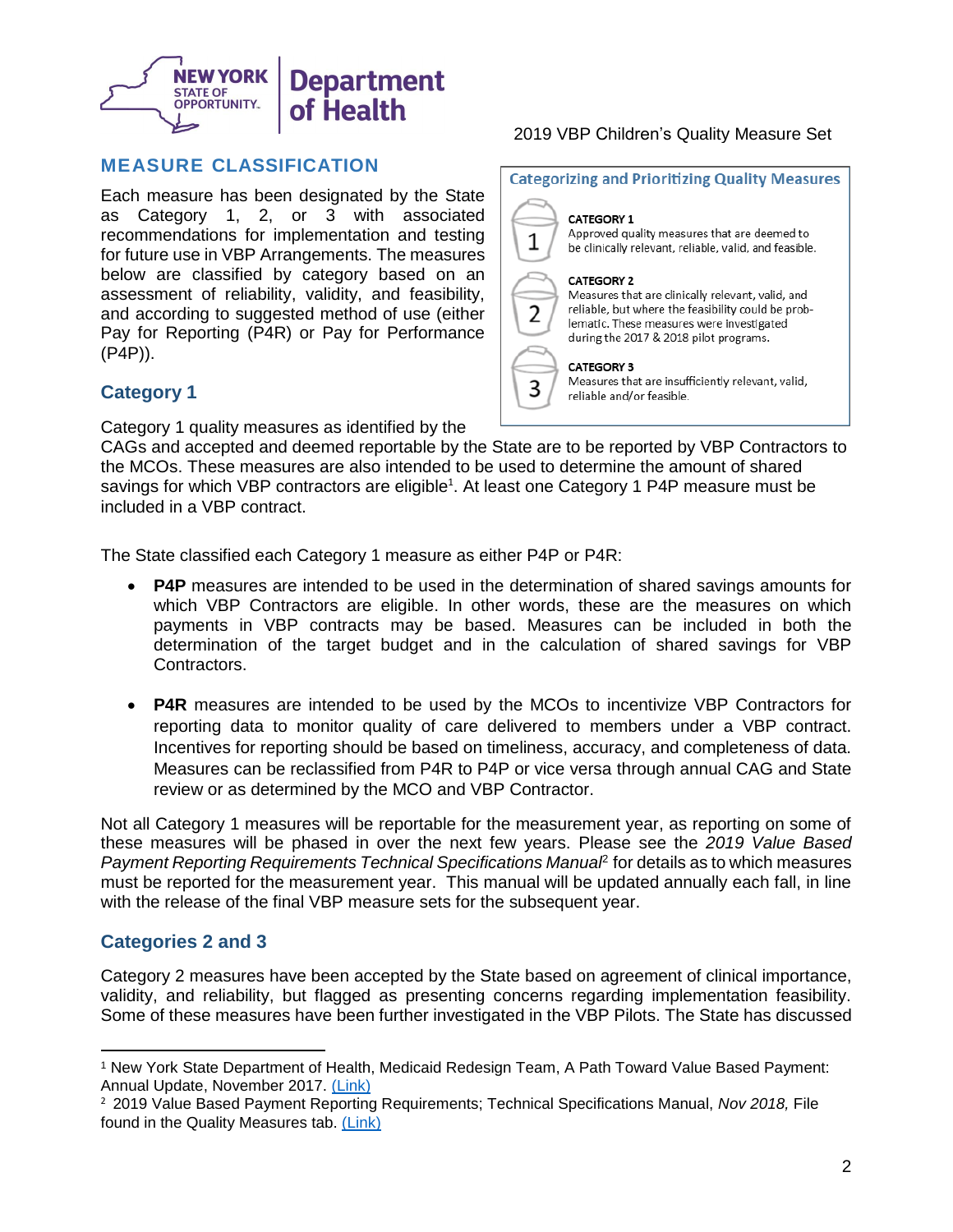2019 VBP Children's Quality Measure Set

## MEASURE CLASSIFICATION

Each measure has been designated by the State as Category 1, 2, or 3 with associated recommendations for implementation and testing for future use in VBP Arrangements. The measures below are classified by category based on an assessment of reliability, validity, and feasibility, and according to suggested method of use (either Pay for Reporting (P4R) or Pay for Performance (P4P)).

**Categorizing and Prioritizing Quality Measures**

**CATEGORY 1**
Approved quality measures that are deemed to be clinically relevant, reliable, valid, and feasible.

**CATEGORY 2**
Measures that are clinically relevant, valid, and reliable, but where the feasibility could be problematic. These measures were investigated during the 2017 & 2018 pilot programs.

**CATEGORY 3**
Measures that are insufficiently relevant, valid, reliable and/or feasible.

### Category 1

Category 1 quality measures as identified by the CAGs and accepted and deemed reportable by the State are to be reported by VBP Contractors to the MCOs. These measures are also intended to be used to determine the amount of shared savings for which VBP contractors are eligible[1]. At least one Category 1 P4P measure must be included in a VBP contract.

The State classified each Category 1 measure as either P4P or P4R:

- **P4P** measures are intended to be used in the determination of shared savings amounts for which VBP Contractors are eligible. In other words, these are the measures on which payments in VBP contracts may be based. Measures can be included in both the determination of the target budget and in the calculation of shared savings for VBP Contractors.

- **P4R** measures are intended to be used by the MCOs to incentivize VBP Contractors for reporting data to monitor quality of care delivered to members under a VBP contract. Incentives for reporting should be based on timeliness, accuracy, and completeness of data. Measures can be reclassified from P4R to P4P or vice versa through annual CAG and State review or as determined by the MCO and VBP Contractor.

Not all Category 1 measures will be reportable for the measurement year, as reporting on some of these measures will be phased in over the next few years. Please see the *2019 Value Based Payment Reporting Requirements Technical Specifications Manual*[2] for details as to which measures must be reported for the measurement year. This manual will be updated annually each fall, in line with the release of the final VBP measure sets for the subsequent year.

### Categories 2 and 3

Category 2 measures have been accepted by the State based on agreement of clinical importance, validity, and reliability, but flagged as presenting concerns regarding implementation feasibility. Some of these measures have been further investigated in the VBP Pilots. The State has discussed

---

[1] New York State Department of Health, Medicaid Redesign Team, A Path Toward Value Based Payment: Annual Update, November 2017. (Link)

[2] 2019 Value Based Payment Reporting Requirements; Technical Specifications Manual, *Nov 2018,* File found in the Quality Measures tab. (Link)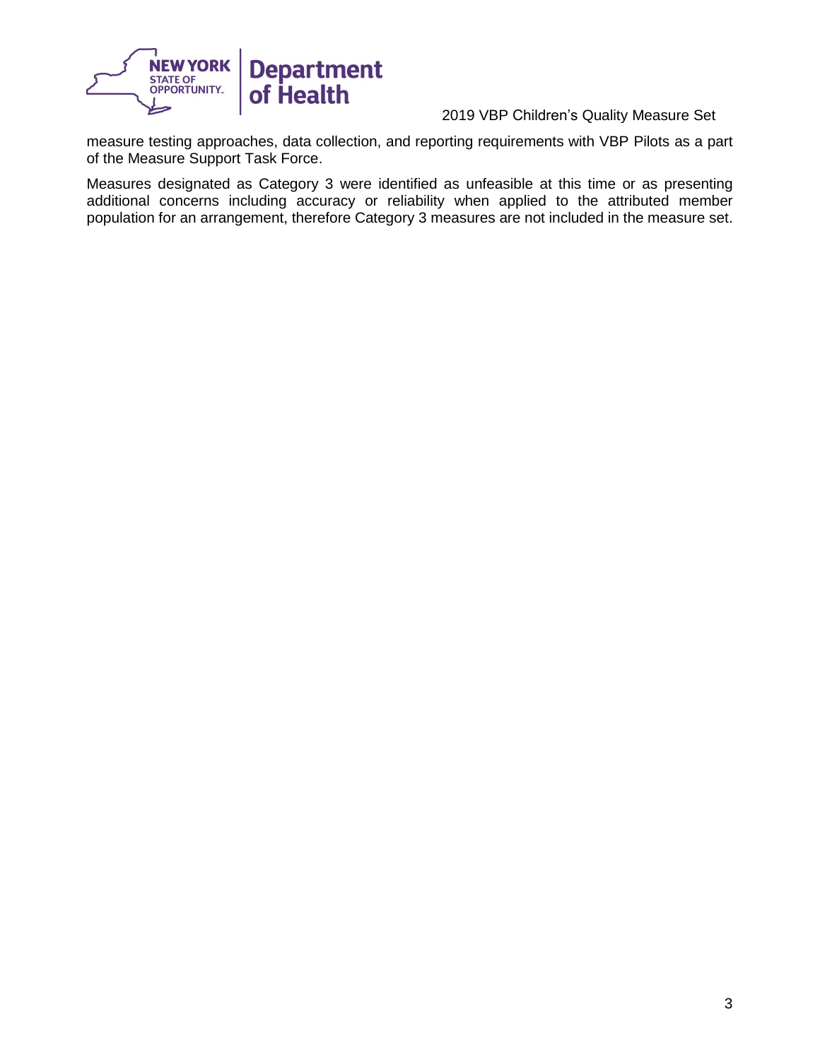measure testing approaches, data collection, and reporting requirements with VBP Pilots as a part of the Measure Support Task Force.

Measures designated as Category 3 were identified as unfeasible at this time or as presenting additional concerns including accuracy or reliability when applied to the attributed member population for an arrangement, therefore Category 3 measures are not included in the measure set.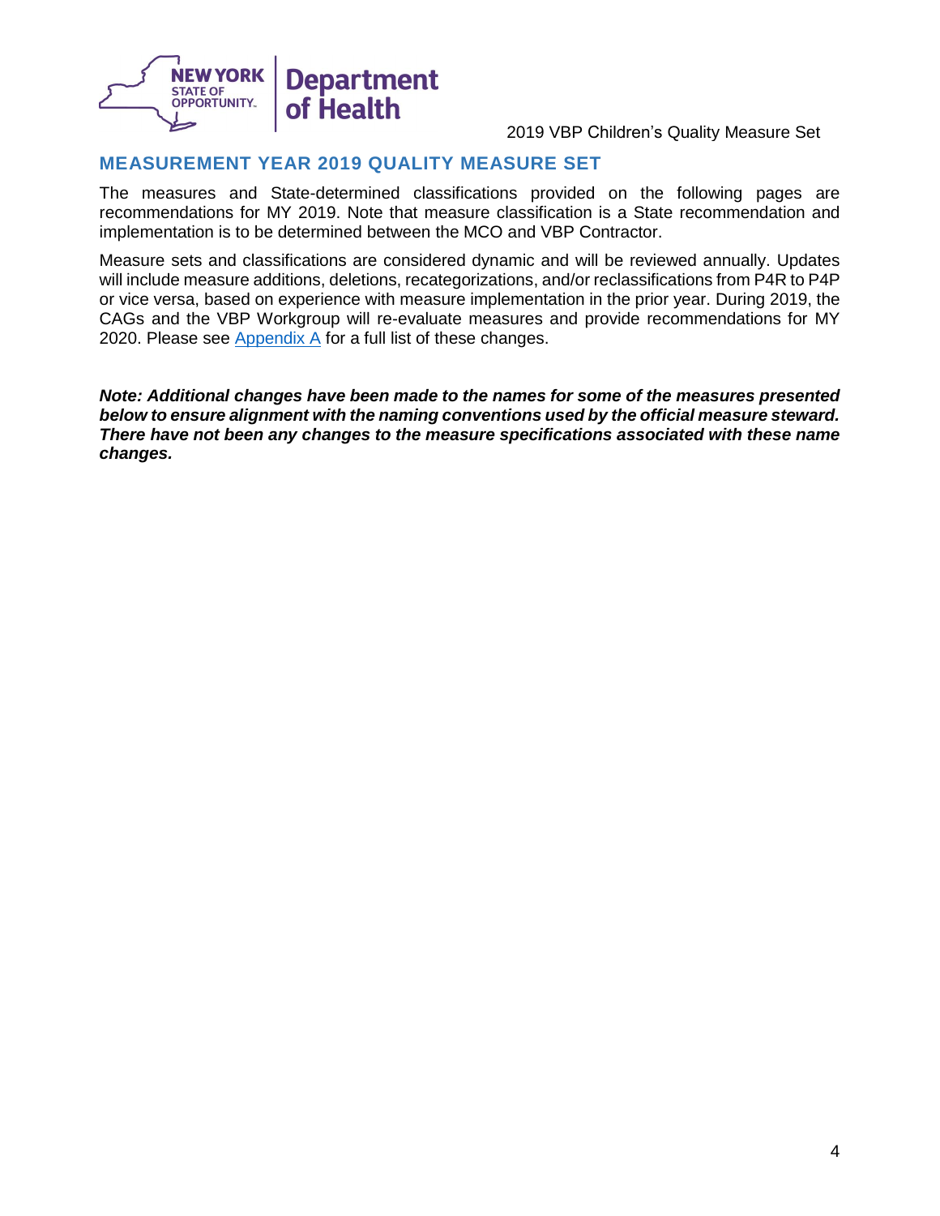## MEASUREMENT YEAR 2019 QUALITY MEASURE SET

The measures and State-determined classifications provided on the following pages are recommendations for MY 2019. Note that measure classification is a State recommendation and implementation is to be determined between the MCO and VBP Contractor.

Measure sets and classifications are considered dynamic and will be reviewed annually. Updates will include measure additions, deletions, recategorizations, and/or reclassifications from P4R to P4P or vice versa, based on experience with measure implementation in the prior year. During 2019, the CAGs and the VBP Workgroup will re-evaluate measures and provide recommendations for MY 2020. Please see Appendix A for a full list of these changes.

***Note: Additional changes have been made to the names for some of the measures presented below to ensure alignment with the naming conventions used by the official measure steward. There have not been any changes to the measure specifications associated with these name changes.***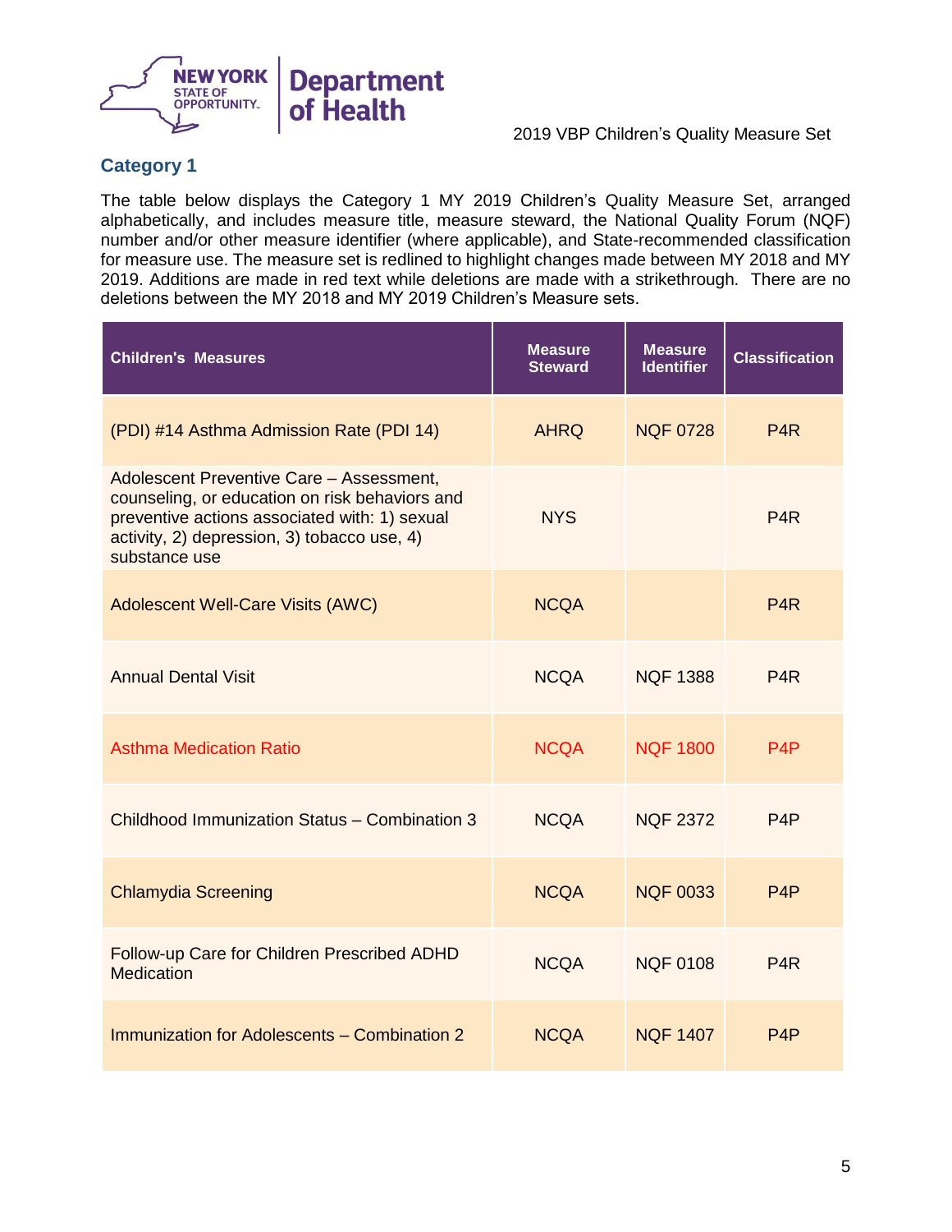## Category 1

The table below displays the Category 1 MY 2019 Children's Quality Measure Set, arranged alphabetically, and includes measure title, measure steward, the National Quality Forum (NQF) number and/or other measure identifier (where applicable), and State-recommended classification for measure use. The measure set is redlined to highlight changes made between MY 2018 and MY 2019. Additions are made in red text while deletions are made with a strikethrough. There are no deletions between the MY 2018 and MY 2019 Children's Measure sets.

| Children's Measures | Measure Steward | Measure Identifier | Classification |
|---|---|---|---|
| (PDI) #14 Asthma Admission Rate (PDI 14) | AHRQ | NQF 0728 | P4R |
| Adolescent Preventive Care – Assessment, counseling, or education on risk behaviors and preventive actions associated with: 1) sexual activity, 2) depression, 3) tobacco use, 4) substance use | NYS | | P4R |
| Adolescent Well-Care Visits (AWC) | NCQA | | P4R |
| Annual Dental Visit | NCQA | NQF 1388 | P4R |
| Asthma Medication Ratio | NCQA | NQF 1800 | P4P |
| Childhood Immunization Status – Combination 3 | NCQA | NQF 2372 | P4P |
| Chlamydia Screening | NCQA | NQF 0033 | P4P |
| Follow-up Care for Children Prescribed ADHD Medication | NCQA | NQF 0108 | P4R |
| Immunization for Adolescents – Combination 2 | NCQA | NQF 1407 | P4P |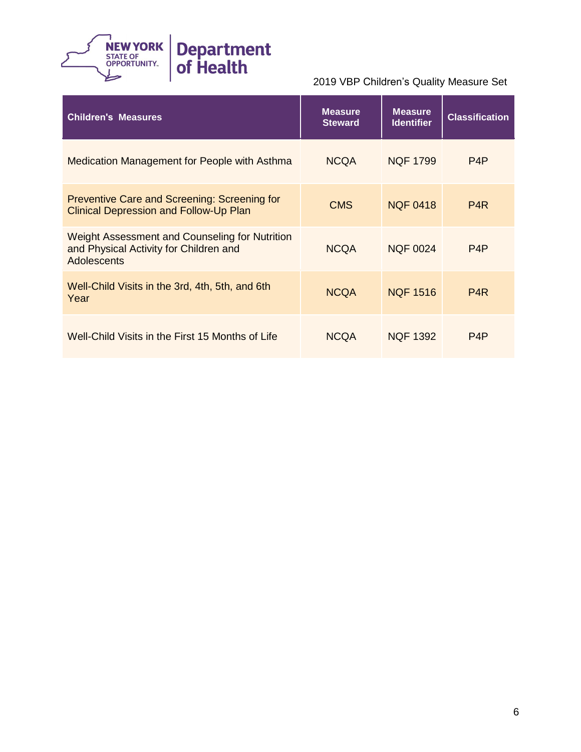2019 VBP Children's Quality Measure Set

| Children's Measures | Measure Steward | Measure Identifier | Classification |
|---|---|---|---|
| Medication Management for People with Asthma | NCQA | NQF 1799 | P4P |
| Preventive Care and Screening: Screening for Clinical Depression and Follow-Up Plan | CMS | NQF 0418 | P4R |
| Weight Assessment and Counseling for Nutrition and Physical Activity for Children and Adolescents | NCQA | NQF 0024 | P4P |
| Well-Child Visits in the 3rd, 4th, 5th, and 6th Year | NCQA | NQF 1516 | P4R |
| Well-Child Visits in the First 15 Months of Life | NCQA | NQF 1392 | P4P |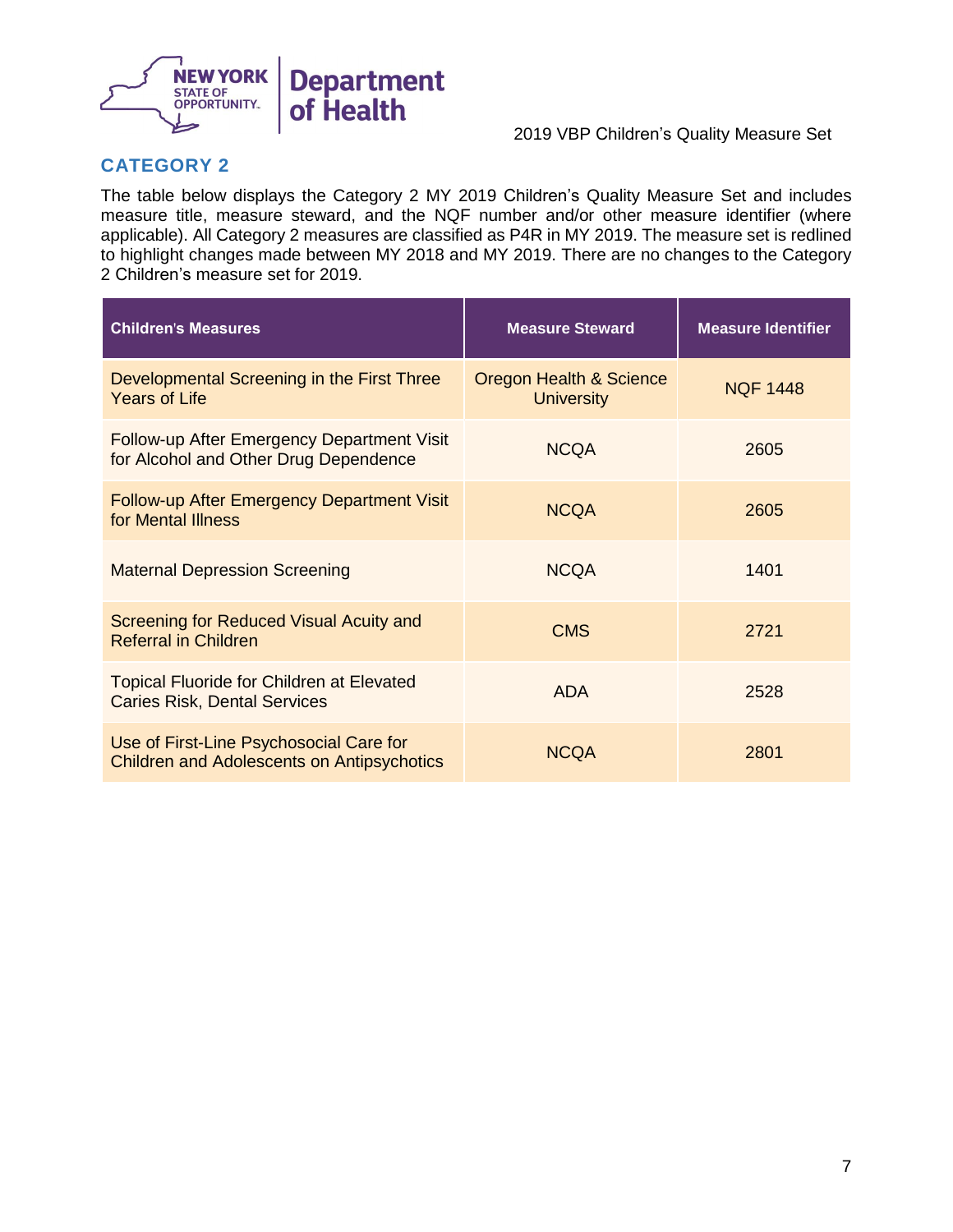## CATEGORY 2

The table below displays the Category 2 MY 2019 Children's Quality Measure Set and includes measure title, measure steward, and the NQF number and/or other measure identifier (where applicable). All Category 2 measures are classified as P4R in MY 2019. The measure set is redlined to highlight changes made between MY 2018 and MY 2019. There are no changes to the Category 2 Children's measure set for 2019.

| Children's Measures | Measure Steward | Measure Identifier |
|---|---|---|
| Developmental Screening in the First Three Years of Life | Oregon Health & Science University | NQF 1448 |
| Follow-up After Emergency Department Visit for Alcohol and Other Drug Dependence | NCQA | 2605 |
| Follow-up After Emergency Department Visit for Mental Illness | NCQA | 2605 |
| Maternal Depression Screening | NCQA | 1401 |
| Screening for Reduced Visual Acuity and Referral in Children | CMS | 2721 |
| Topical Fluoride for Children at Elevated Caries Risk, Dental Services | ADA | 2528 |
| Use of First-Line Psychosocial Care for Children and Adolescents on Antipsychotics | NCQA | 2801 |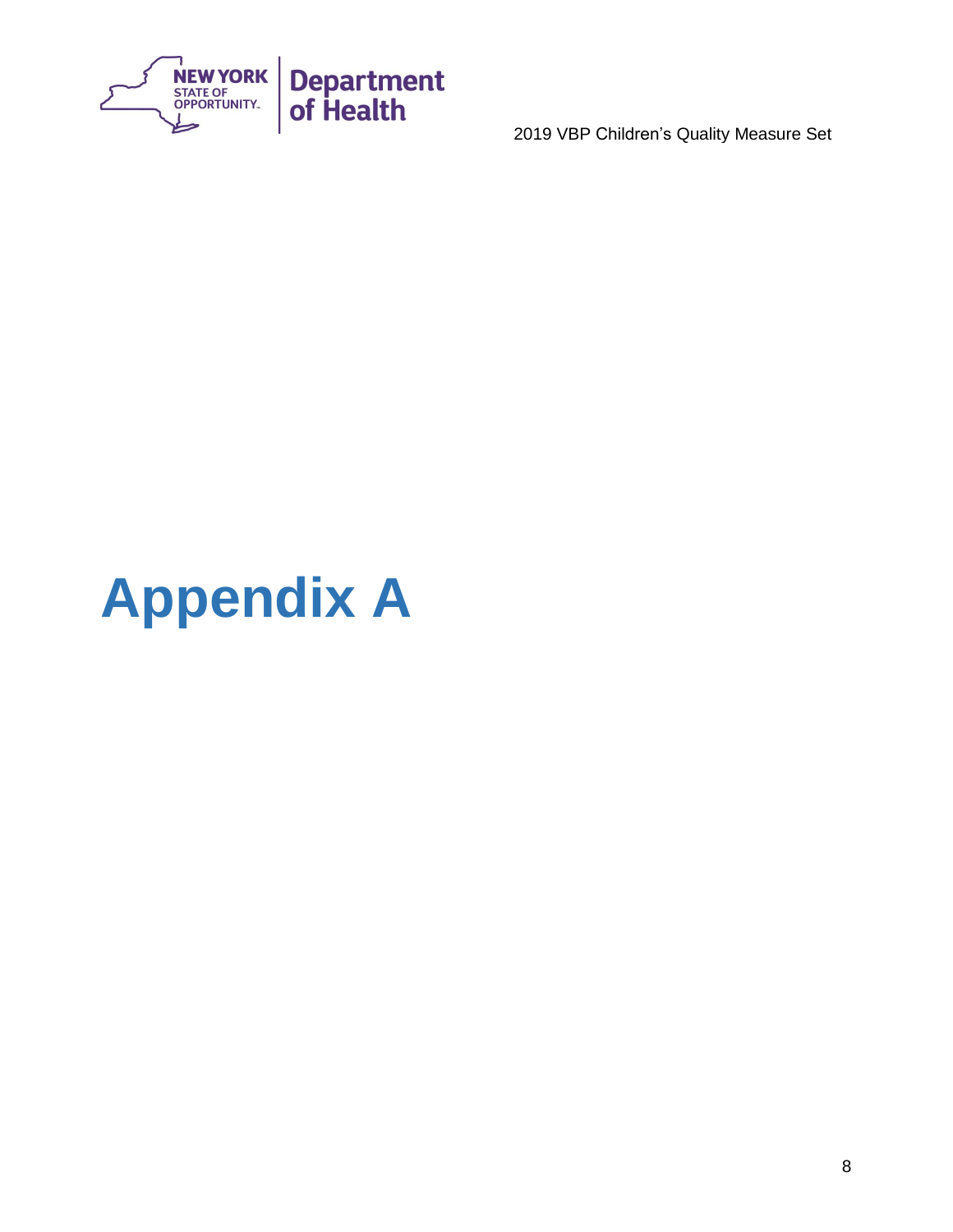# Appendix A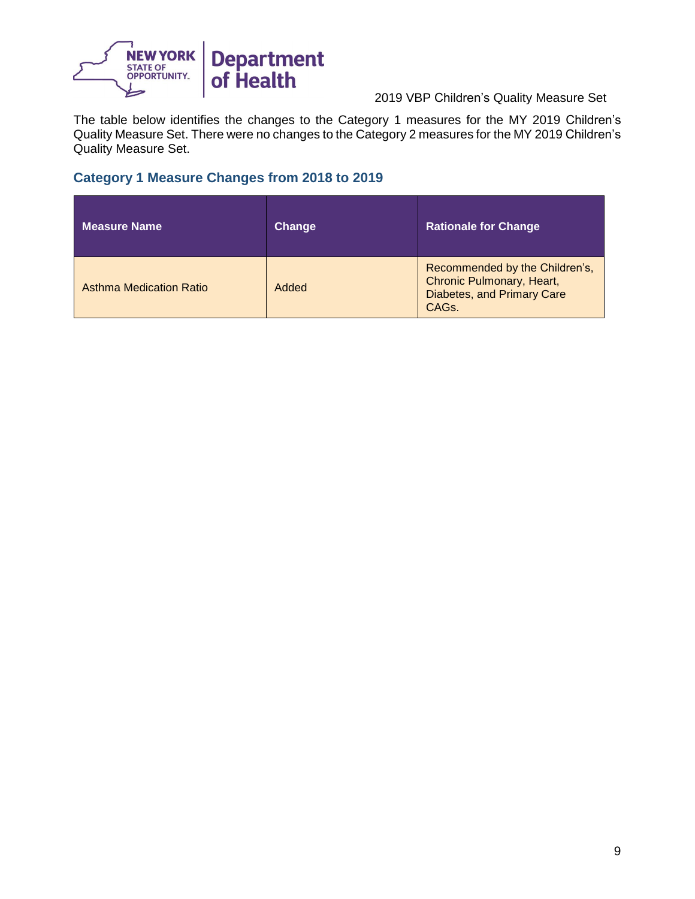The table below identifies the changes to the Category 1 measures for the MY 2019 Children's Quality Measure Set. There were no changes to the Category 2 measures for the MY 2019 Children's Quality Measure Set.

### Category 1 Measure Changes from 2018 to 2019

| Measure Name | Change | Rationale for Change |
|---|---|---|
| Asthma Medication Ratio | Added | Recommended by the Children's, Chronic Pulmonary, Heart, Diabetes, and Primary Care CAGs. |